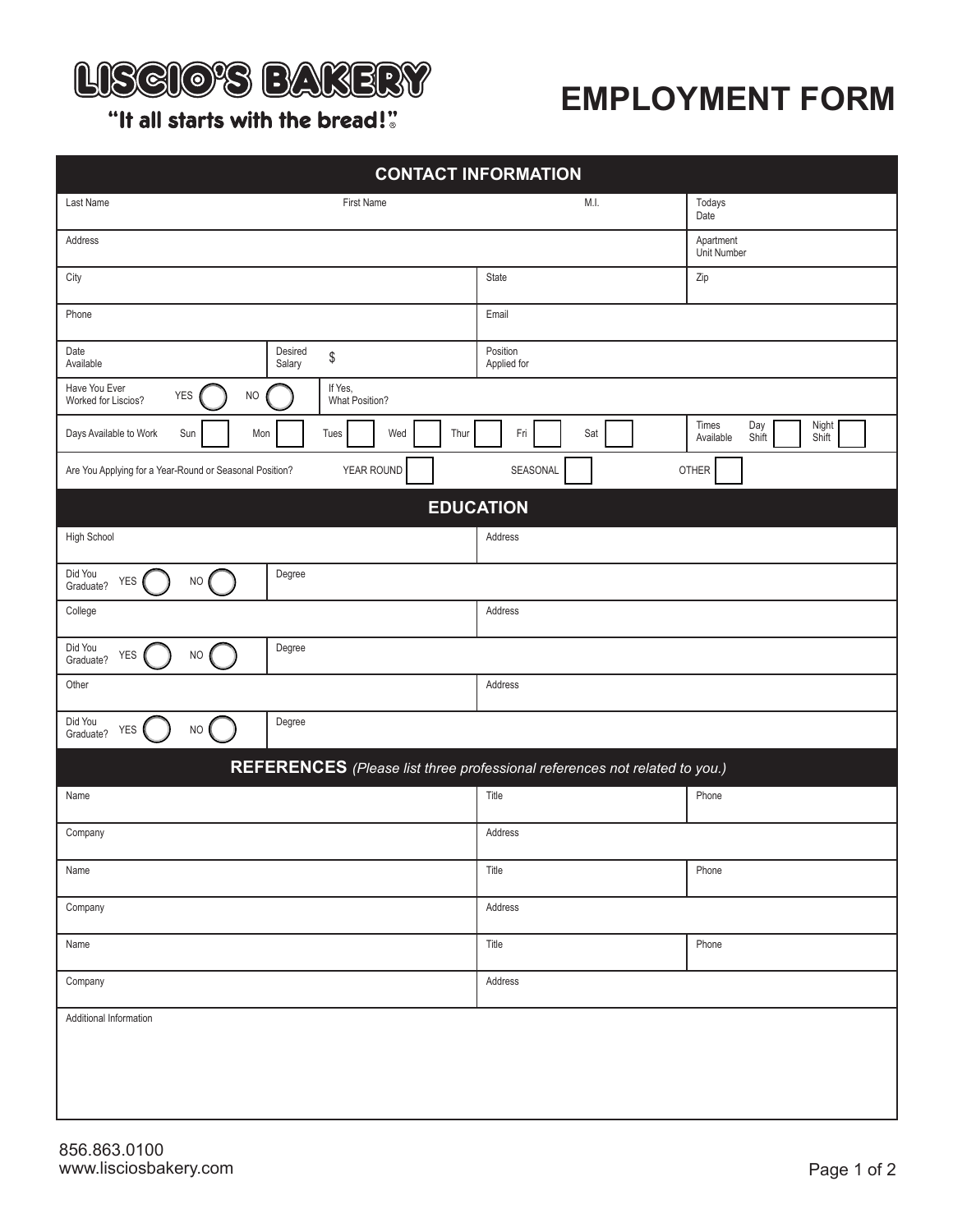# LISCIO'S BAKERY

"It all starts with the bread!"®

# EMPLOYMENT FORM

## CONTACT INFORMATION

| Last Name | First Name | M.I. | Todays Date |
|---|---|---|---|
| Address | | | Apartment Unit Number |
| City | | State | Zip |
| Phone | | Email | |
| Date Available | Desired Salary $ | Position Applied for | |

Have You Ever Worked for Liscios? YES ◯ NO ◯ | If Yes, What Position?

Days Available to Work: Sun ☐ Mon ☐ Tues ☐ Wed ☐ Thur ☐ Fri ☐ Sat ☐ | Times Available: Day Shift ☐ Night Shift ☐

Are You Applying for a Year-Round or Seasonal Position? YEAR ROUND ☐ SEASONAL ☐ OTHER ☐

## EDUCATION

| High School | Address |
|---|---|
| Did You Graduate? YES ◯ NO ◯ | Degree |
| College | Address |
| Did You Graduate? YES ◯ NO ◯ | Degree |
| Other | Address |
| Did You Graduate? YES ◯ NO ◯ | Degree |

## REFERENCES *(Please list three professional references not related to you.)*

| Name | Title | Phone |
|---|---|---|
| Company | Address | |
| Name | Title | Phone |
| Company | Address | |
| Name | Title | Phone |
| Company | Address | |

Additional Information

856.863.0100
www.lisciosbakery.com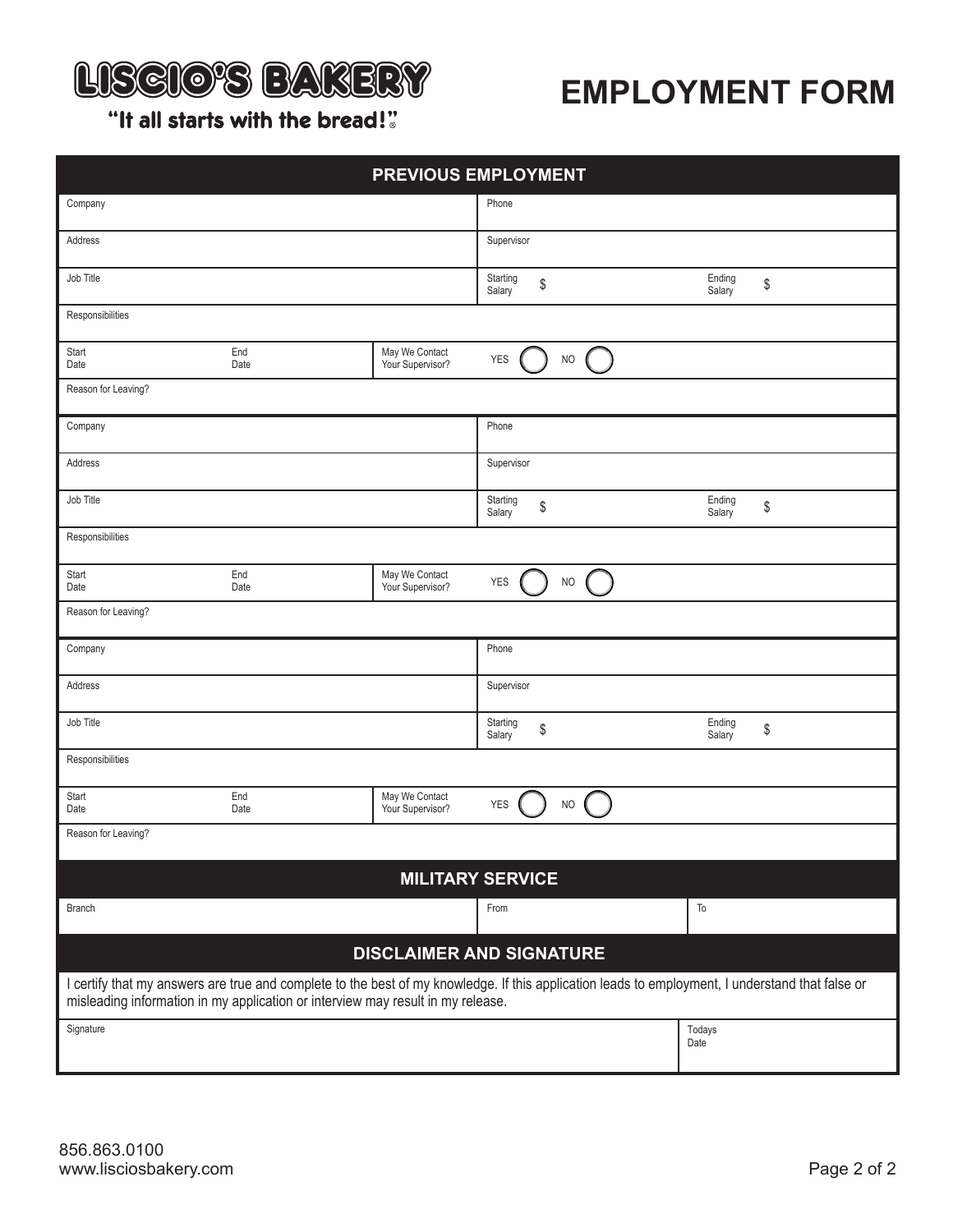# LISCIO'S BAKERY

"It all starts with the bread!"®

# EMPLOYMENT FORM

## PREVIOUS EMPLOYMENT

| | | | |
|---|---|---|---|
| Company | | Phone | |
| Address | | Supervisor | |
| Job Title | | Starting Salary $ | Ending Salary $ |
| Responsibilities | | | |
| Start Date | End Date | May We Contact Your Supervisor? | YES ◯ NO ◯ |
| Reason for Leaving? | | | |

| | | | |
|---|---|---|---|
| Company | | Phone | |
| Address | | Supervisor | |
| Job Title | | Starting Salary $ | Ending Salary $ |
| Responsibilities | | | |
| Start Date | End Date | May We Contact Your Supervisor? | YES ◯ NO ◯ |
| Reason for Leaving? | | | |

| | | | |
|---|---|---|---|
| Company | | Phone | |
| Address | | Supervisor | |
| Job Title | | Starting Salary $ | Ending Salary $ |
| Responsibilities | | | |
| Start Date | End Date | May We Contact Your Supervisor? | YES ◯ NO ◯ |
| Reason for Leaving? | | | |

## MILITARY SERVICE

| | | |
|---|---|---|
| Branch | From | To |

## DISCLAIMER AND SIGNATURE

I certify that my answers are true and complete to the best of my knowledge. If this application leads to employment, I understand that false or misleading information in my application or interview may result in my release.

| | |
|---|---|
| Signature | Todays Date |

856.863.0100
www.lisciosbakery.com